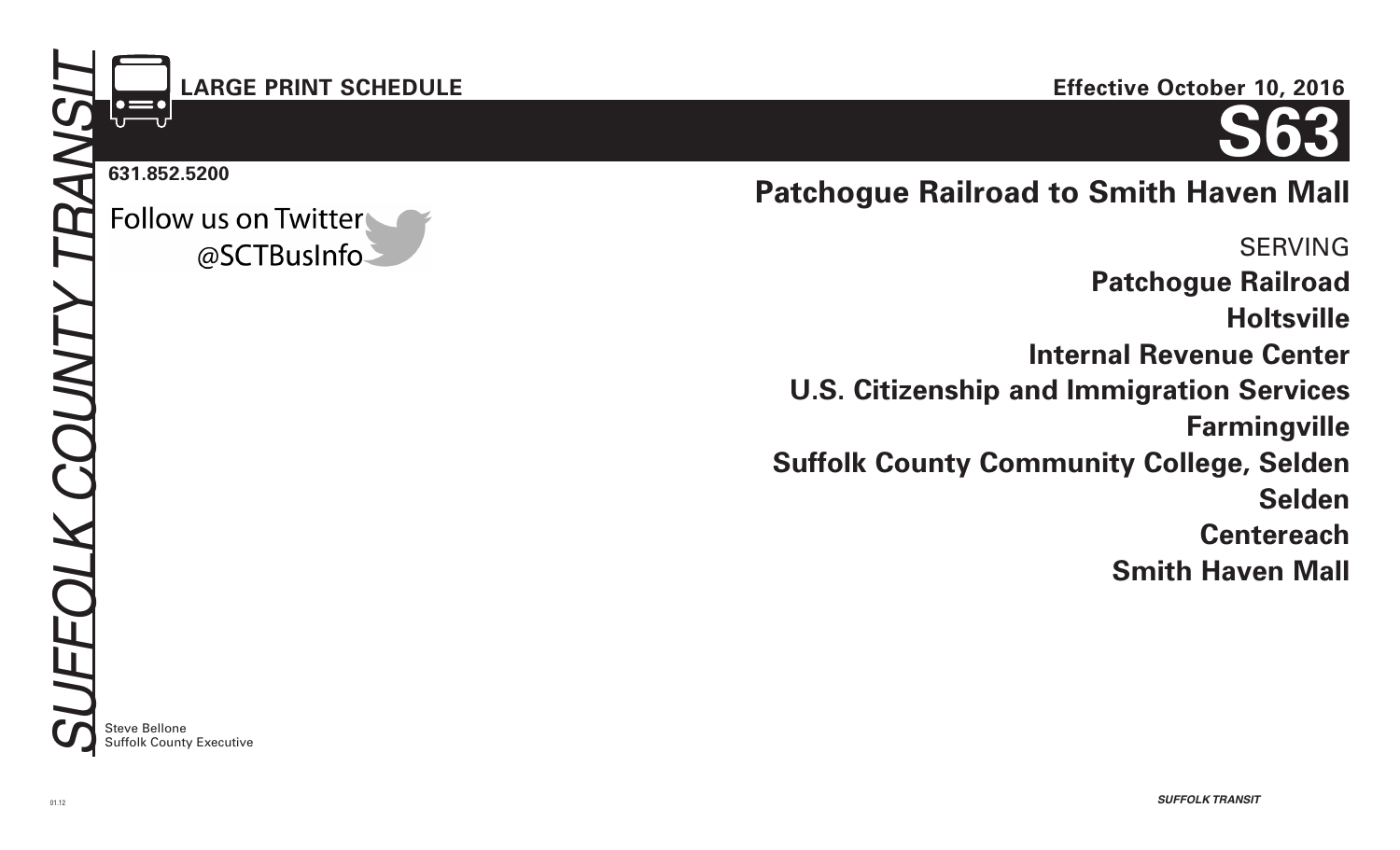SUFFOLK COUNTY TRANSIT

**LARGE PRINT SCHEDULE**

**Effective October 10, 2016**

# S63

**631.852.5200**

Follow us on Twitter @SCTBusInfo

## Patchogue Railroad to Smith Haven Mall

SERVING

**Patchogue Railroad**

**Holtsville**

**Internal Revenue Center**

**U.S. Citizenship and Immigration Services**

**Farmingville**

**Suffolk County Community College, Selden**

**Selden**

**Centereach**

**Smith Haven Mall**

Steve Bellone
Suffolk County Executive

01.12

*SUFFOLK TRANSIT*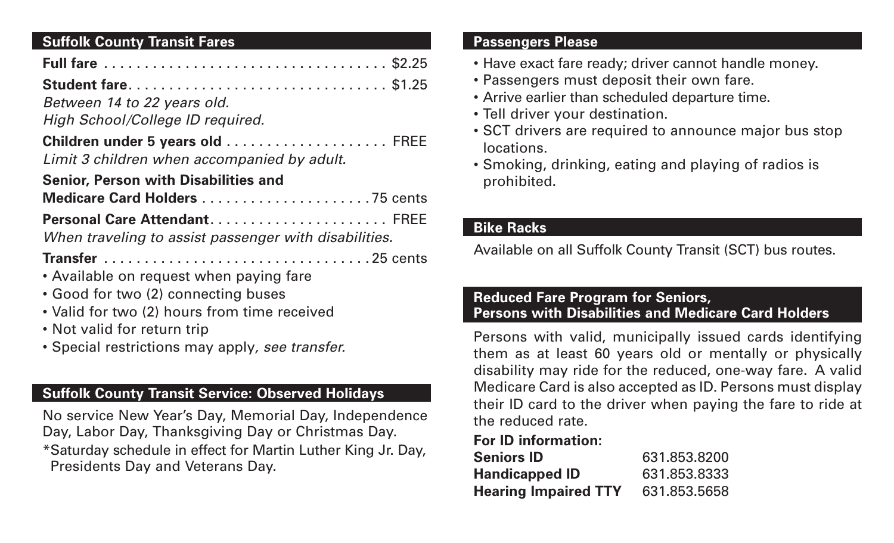## Suffolk County Transit Fares

**Full fare** .................................... $2.25

**Student fare**................................ $1.25
*Between 14 to 22 years old.*
*High School/College ID required.*

**Children under 5 years old** .................... FREE
*Limit 3 children when accompanied by adult.*

**Senior, Person with Disabilities and Medicare Card Holders** ...................... 75 cents

**Personal Care Attendant**...................... FREE
*When traveling to assist passenger with disabilities.*

**Transfer** ................................. 25 cents

- Available on request when paying fare
- Good for two (2) connecting buses
- Valid for two (2) hours from time received
- Not valid for return trip
- Special restrictions may apply*, see transfer.*

## Suffolk County Transit Service: Observed Holidays

No service New Year's Day, Memorial Day, Independence Day, Labor Day, Thanksgiving Day or Christmas Day.

*Saturday schedule in effect for Martin Luther King Jr. Day, Presidents Day and Veterans Day.

## Passengers Please

- Have exact fare ready; driver cannot handle money.
- Passengers must deposit their own fare.
- Arrive earlier than scheduled departure time.
- Tell driver your destination.
- SCT drivers are required to announce major bus stop locations.
- Smoking, drinking, eating and playing of radios is prohibited.

## Bike Racks

Available on all Suffolk County Transit (SCT) bus routes.

## Reduced Fare Program for Seniors, Persons with Disabilities and Medicare Card Holders

Persons with valid, municipally issued cards identifying them as at least 60 years old or mentally or physically disability may ride for the reduced, one-way fare. A valid Medicare Card is also accepted as ID. Persons must display their ID card to the driver when paying the fare to ride at the reduced rate.

**For ID information:**

| | |
|---|---|
| **Seniors ID** | 631.853.8200 |
| **Handicapped ID** | 631.853.8333 |
| **Hearing Impaired TTY** | 631.853.5658 |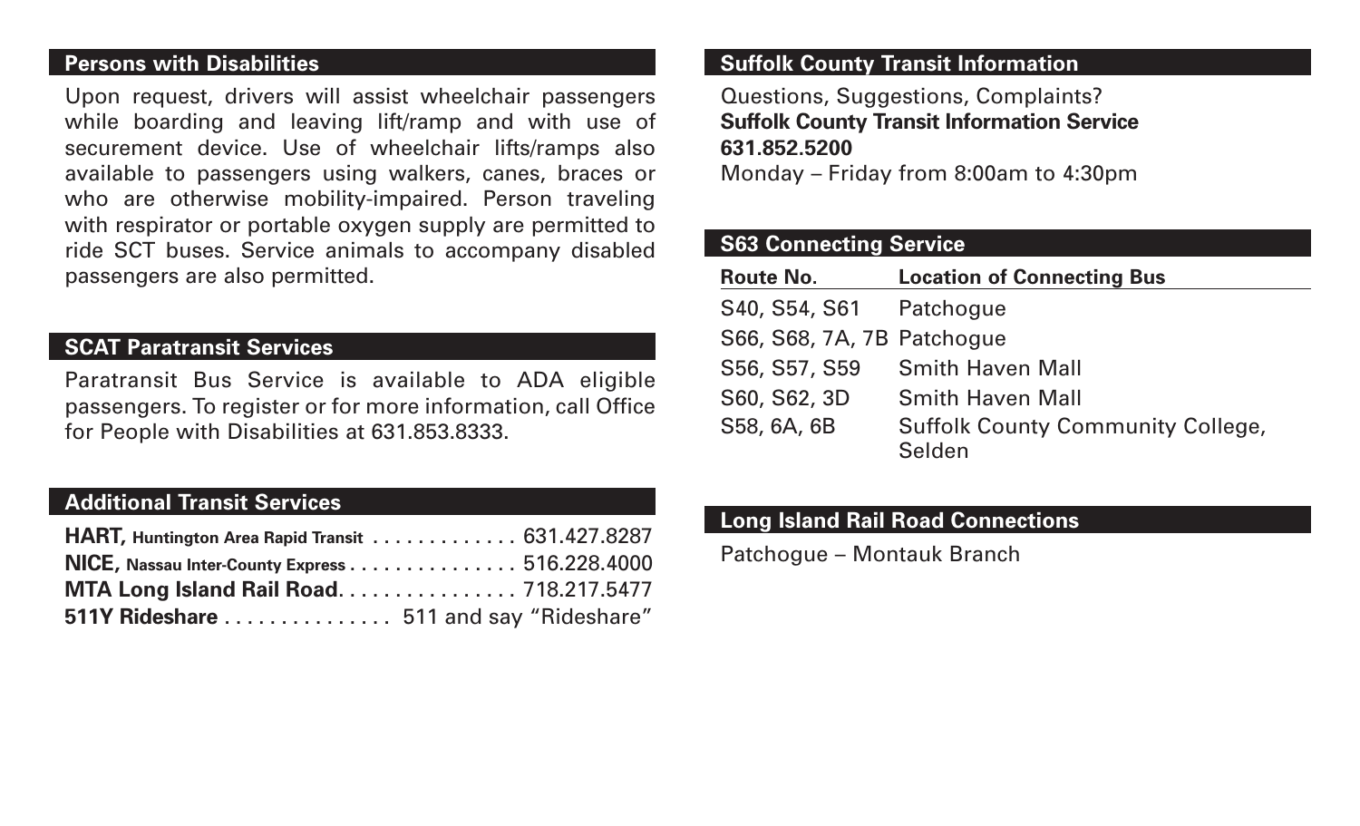## Persons with Disabilities

Upon request, drivers will assist wheelchair passengers while boarding and leaving lift/ramp and with use of securement device. Use of wheelchair lifts/ramps also available to passengers using walkers, canes, braces or who are otherwise mobility-impaired. Person traveling with respirator or portable oxygen supply are permitted to ride SCT buses. Service animals to accompany disabled passengers are also permitted.

## SCAT Paratransit Services

Paratransit Bus Service is available to ADA eligible passengers. To register or for more information, call Office for People with Disabilities at 631.853.8333.

## Additional Transit Services

**HART, Huntington Area Rapid Transit** . . . . . . . . . . . . . 631.427.8287
**NICE, Nassau Inter-County Express** . . . . . . . . . . . . . . . 516.228.4000
**MTA Long Island Rail Road**. . . . . . . . . . . . . . . . 718.217.5477
**511Y Rideshare** . . . . . . . . . . . . . . . 511 and say "Rideshare"

## Suffolk County Transit Information

Questions, Suggestions, Complaints?
**Suffolk County Transit Information Service**
**631.852.5200**
Monday – Friday from 8:00am to 4:30pm

## S63 Connecting Service

| Route No. | Location of Connecting Bus |
|---|---|
| S40, S54, S61 | Patchogue |
| S66, S68, 7A, 7B | Patchogue |
| S56, S57, S59 | Smith Haven Mall |
| S60, S62, 3D | Smith Haven Mall |
| S58, 6A, 6B | Suffolk County Community College, Selden |

## Long Island Rail Road Connections

Patchogue – Montauk Branch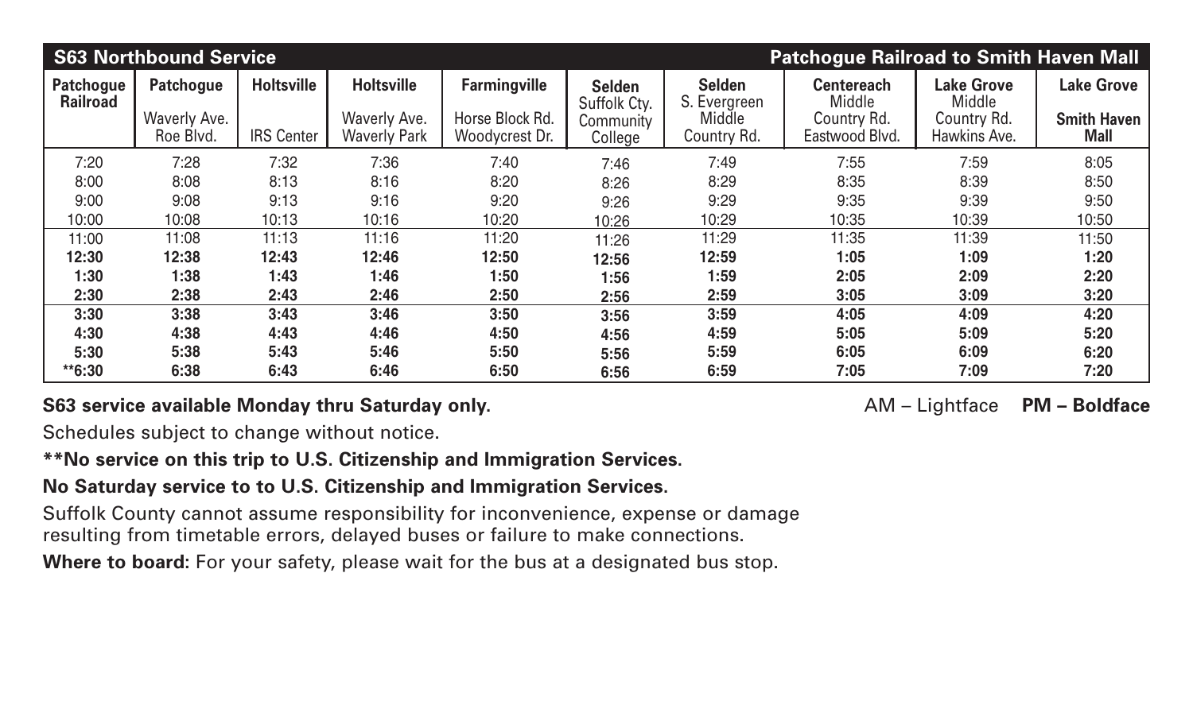| S63 Northbound Service | | | | | | | | Patchogue Railroad to Smith Haven Mall | |
|---|---|---|---|---|---|---|---|---|---|
| **Patchogue Railroad** | **Patchogue** Waverly Ave. Roe Blvd. | **Holtsville** IRS Center | **Holtsville** Waverly Ave. Waverly Park | **Farmingville** Horse Block Rd. Woodycrest Dr. | **Selden** Suffolk Cty. Community College | **Selden** S. Evergreen Middle Country Rd. | **Centereach** Middle Country Rd. Eastwood Blvd. | **Lake Grove** Middle Country Rd. Hawkins Ave. | **Lake Grove** **Smith Haven Mall** |
| 7:20 | 7:28 | 7:32 | 7:36 | 7:40 | 7:46 | 7:49 | 7:55 | 7:59 | 8:05 |
| 8:00 | 8:08 | 8:13 | 8:16 | 8:20 | 8:26 | 8:29 | 8:35 | 8:39 | 8:50 |
| 9:00 | 9:08 | 9:13 | 9:16 | 9:20 | 9:26 | 9:29 | 9:35 | 9:39 | 9:50 |
| 10:00 | 10:08 | 10:13 | 10:16 | 10:20 | 10:26 | 10:29 | 10:35 | 10:39 | 10:50 |
| 11:00 | 11:08 | 11:13 | 11:16 | 11:20 | 11:26 | 11:29 | 11:35 | 11:39 | 11:50 |
| **12:30** | **12:38** | **12:43** | **12:46** | **12:50** | **12:56** | **12:59** | **1:05** | **1:09** | **1:20** |
| **1:30** | **1:38** | **1:43** | **1:46** | **1:50** | **1:56** | **1:59** | **2:05** | **2:09** | **2:20** |
| **2:30** | **2:38** | **2:43** | **2:46** | **2:50** | **2:56** | **2:59** | **3:05** | **3:09** | **3:20** |
| **3:30** | **3:38** | **3:43** | **3:46** | **3:50** | **3:56** | **3:59** | **4:05** | **4:09** | **4:20** |
| **4:30** | **4:38** | **4:43** | **4:46** | **4:50** | **4:56** | **4:59** | **5:05** | **5:09** | **5:20** |
| **5:30** | **5:38** | **5:43** | **5:46** | **5:50** | **5:56** | **5:59** | **6:05** | **6:09** | **6:20** |
| **\*\*6:30** | **6:38** | **6:43** | **6:46** | **6:50** | **6:56** | **6:59** | **7:05** | **7:09** | **7:20** |

**S63 service available Monday thru Saturday only.**

AM – Lightface **PM – Boldface**

Schedules subject to change without notice.

****No service on this trip to U.S. Citizenship and Immigration Services.**

**No Saturday service to to U.S. Citizenship and Immigration Services.**

Suffolk County cannot assume responsibility for inconvenience, expense or damage resulting from timetable errors, delayed buses or failure to make connections.

**Where to board:** For your safety, please wait for the bus at a designated bus stop.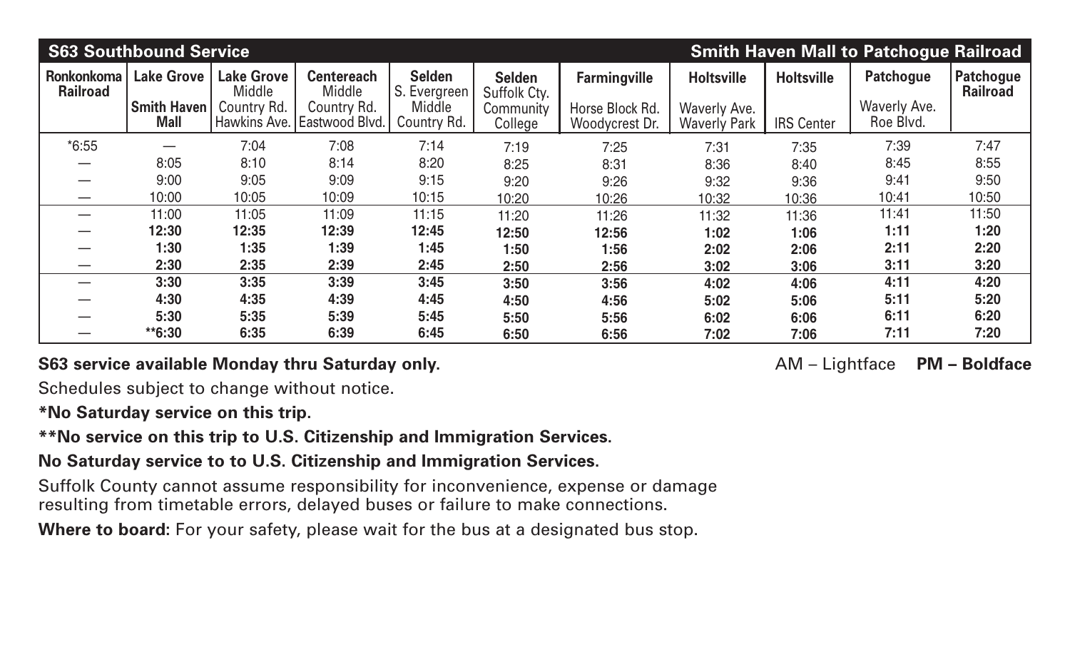| S63 Southbound Service | | | | | | | | | Smith Haven Mall to Patchogue Railroad | |
|---|---|---|---|---|---|---|---|---|---|---|
| Ronkonkoma Railroad | Lake Grove Smith Haven Mall | Lake Grove Middle Country Rd. Hawkins Ave. | Centereach Middle Country Rd. Eastwood Blvd. | Selden S. Evergreen Middle Country Rd. | Selden Suffolk Cty. Community College | Farmingville Horse Block Rd. Woodycrest Dr. | Holtsville Waverly Ave. Waverly Park | Holtsville IRS Center | Patchogue Waverly Ave. Roe Blvd. | Patchogue Railroad |
| *6:55 | — | 7:04 | 7:08 | 7:14 | 7:19 | 7:25 | 7:31 | 7:35 | 7:39 | 7:47 |
| — | 8:05 | 8:10 | 8:14 | 8:20 | 8:25 | 8:31 | 8:36 | 8:40 | 8:45 | 8:55 |
| — | 9:00 | 9:05 | 9:09 | 9:15 | 9:20 | 9:26 | 9:32 | 9:36 | 9:41 | 9:50 |
| — | 10:00 | 10:05 | 10:09 | 10:15 | 10:20 | 10:26 | 10:32 | 10:36 | 10:41 | 10:50 |
| — | 11:00 | 11:05 | 11:09 | 11:15 | 11:20 | 11:26 | 11:32 | 11:36 | 11:41 | 11:50 |
| — | **12:30** | **12:35** | **12:39** | **12:45** | **12:50** | **12:56** | **1:02** | **1:06** | **1:11** | **1:20** |
| — | **1:30** | **1:35** | **1:39** | **1:45** | **1:50** | **1:56** | **2:02** | **2:06** | **2:11** | **2:20** |
| — | **2:30** | **2:35** | **2:39** | **2:45** | **2:50** | **2:56** | **3:02** | **3:06** | **3:11** | **3:20** |
| — | **3:30** | **3:35** | **3:39** | **3:45** | **3:50** | **3:56** | **4:02** | **4:06** | **4:11** | **4:20** |
| — | **4:30** | **4:35** | **4:39** | **4:45** | **4:50** | **4:56** | **5:02** | **5:06** | **5:11** | **5:20** |
| — | **5:30** | **5:35** | **5:39** | **5:45** | **5:50** | **5:56** | **6:02** | **6:06** | **6:11** | **6:20** |
| — | **6:30 | **6:35** | **6:39** | **6:45** | **6:50** | **6:56** | **7:02** | **7:06** | **7:11** | **7:20** |

**S63 service available Monday thru Saturday only.**

AM – Lightface **PM – Boldface**

Schedules subject to change without notice.

***No Saturday service on this trip.**

****No service on this trip to U.S. Citizenship and Immigration Services.**

**No Saturday service to to U.S. Citizenship and Immigration Services.**

Suffolk County cannot assume responsibility for inconvenience, expense or damage resulting from timetable errors, delayed buses or failure to make connections.

**Where to board:** For your safety, please wait for the bus at a designated bus stop.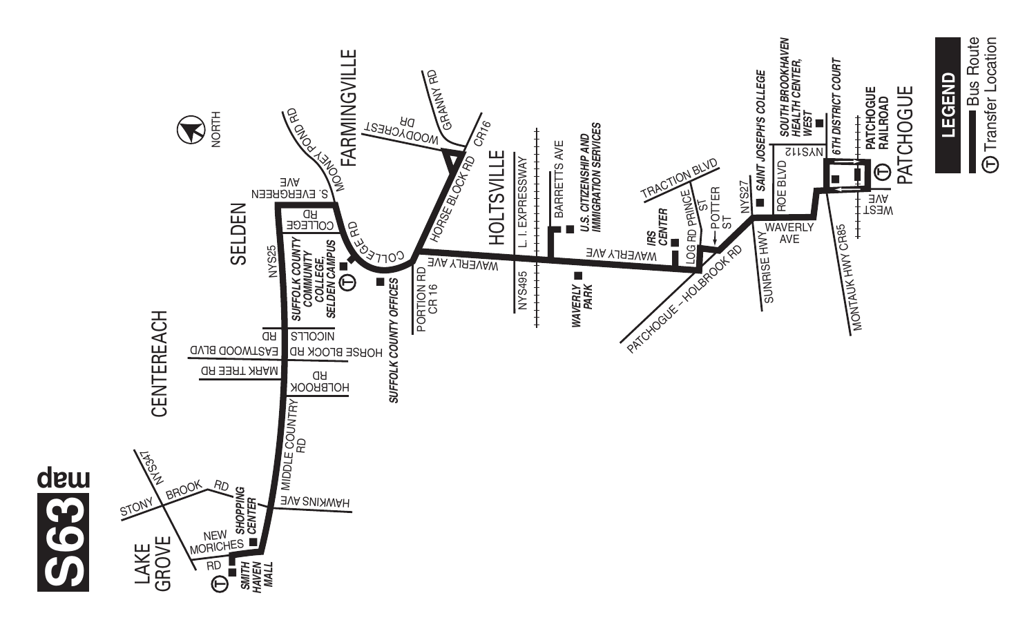# S63 map

LEGEND

Bus Route

Ⓣ Transfer Location

NORTH

LAKE GROVE

CENTEREACH

SELDEN

FARMINGVILLE

HOLTSVILLE

PATCHOGUE

SMITH HAVEN MALL

SHOPPING CENTER

NEW MORICHES RD

STONY BROOK RD

NYS347

HAWKINS AVE

MIDDLE COUNTRY RD

HOLBROOK RD

MARK TREE RD

HORSE BLOCK RD

EASTWOOD BLVD

NICOLLS RD

NYS25

SUFFOLK COUNTY COMMUNITY COLLEGE, SELDEN CAMPUS

COLLEGE RD

S. EVERGREEN AVE

MOONEY POND RD

COLLEGE RD

SUFFOLK COUNTY OFFICES

PORTION RD CR 16

HORSE BLOCK RD

CR16

WOODYCREST DR

GRANNY RD

WAVERLY AVE

NYS495

L. I. EXPRESSWAY

WAVERLY PARK

BARRETTS AVE

U.S. CITIZENSHIP AND IMMIGRATION SERVICES

IRS CENTER

WAVERLY AVE

LOG RD

PRINCE ST

TRACTION BLVD

POTTER ST

PATCHOGUE – HOLBROOK RD

NYS27

SUNRISE HWY

SAINT JOSEPH'S COLLEGE

WAVERLY AVE

ROE BLVD

SOUTH BROOKHAVEN HEALTH CENTER, WEST

NYS112

6TH DISTRICT COURT

MONTAUK HWY CR85

PATCHOGUE RAILROAD

WEST AVE